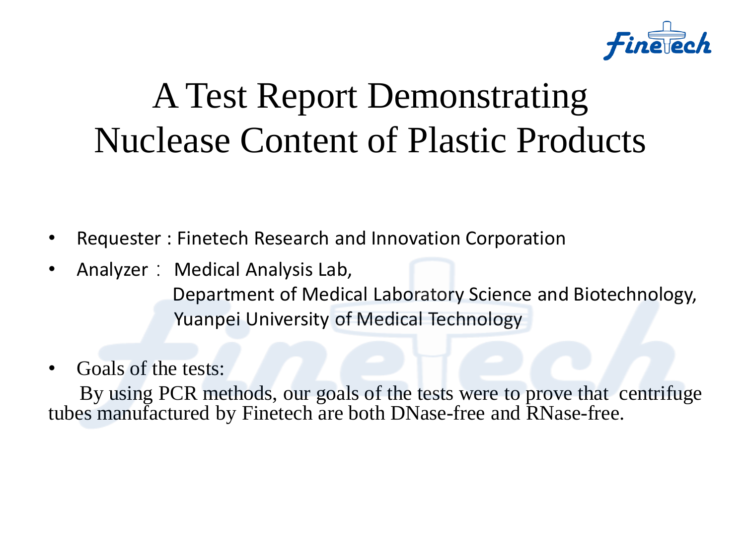# A Test Report Demonstrating Nuclease Content of Plastic Products

- Requester : Finetech Research and Innovation Corporation
- Analyzer： Medical Analysis Lab,
  Department of Medical Laboratory Science and Biotechnology,
  Yuanpei University of Medical Technology

- Goals of the tests:

By using PCR methods, our goals of the tests were to prove that centrifuge tubes manufactured by Finetech are both DNase-free and RNase-free.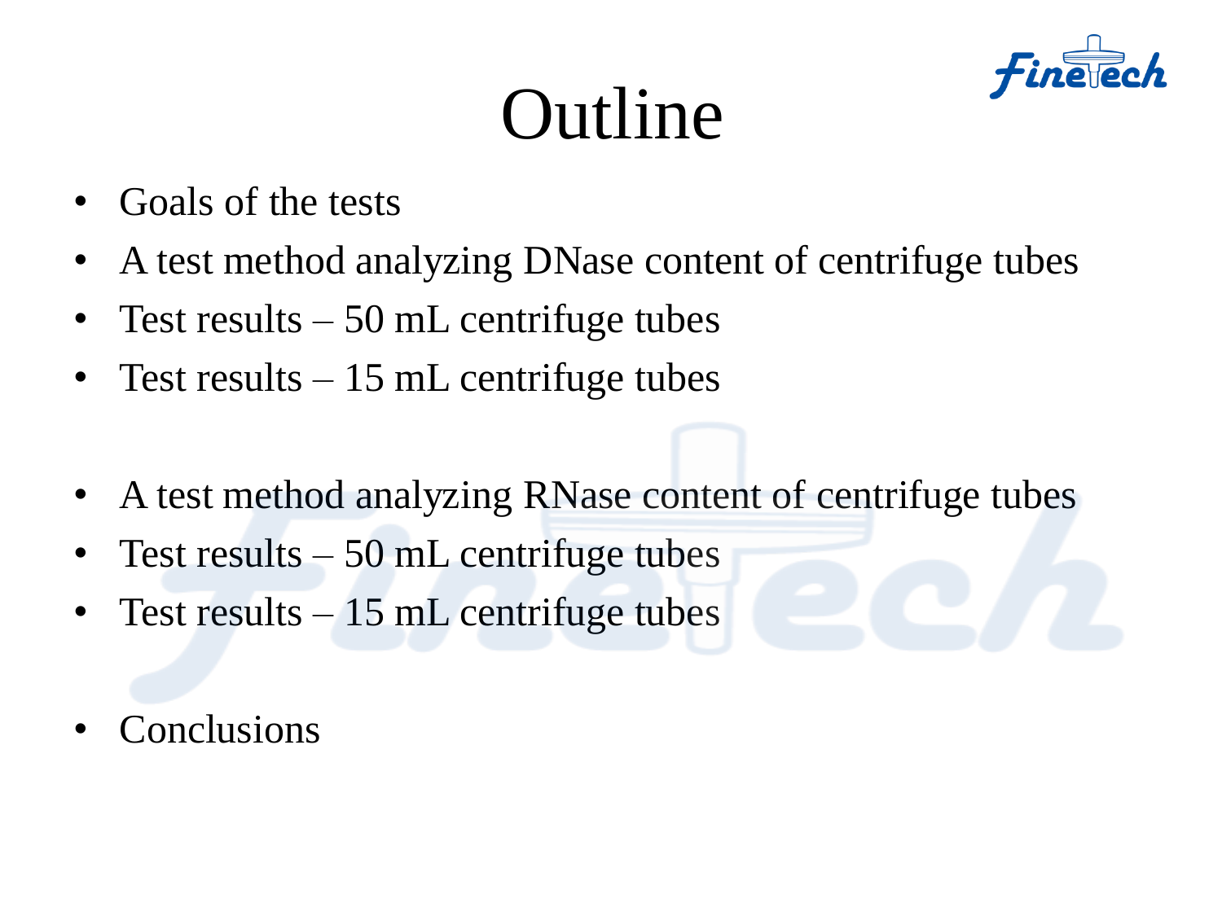# Outline

- Goals of the tests
- A test method analyzing DNase content of centrifuge tubes
- Test results – 50 mL centrifuge tubes
- Test results – 15 mL centrifuge tubes

- A test method analyzing RNase content of centrifuge tubes
- Test results – 50 mL centrifuge tubes
- Test results – 15 mL centrifuge tubes

- Conclusions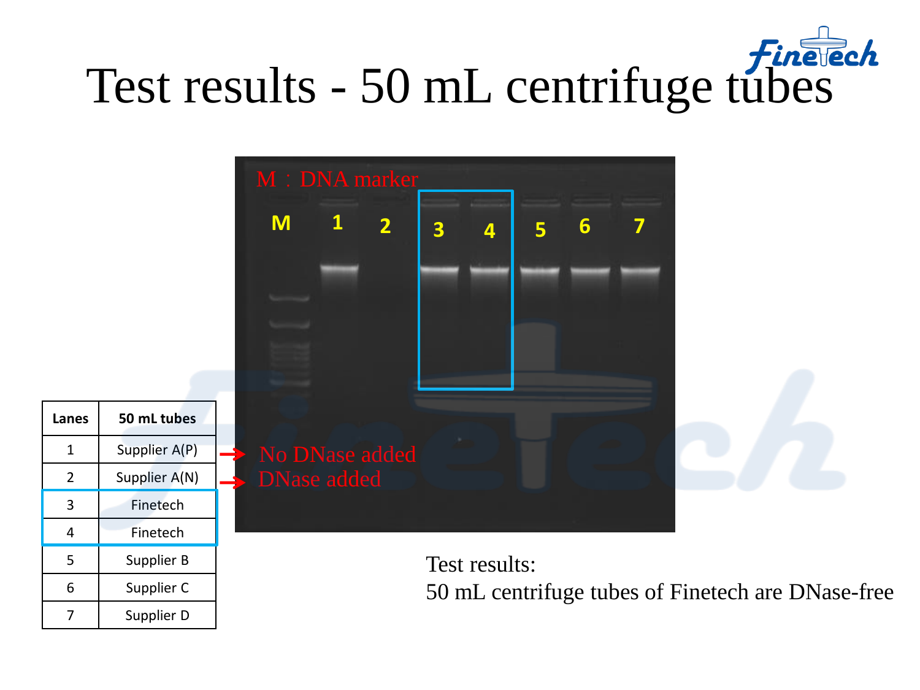# Test results - 50 mL centrifuge tubes

M：DNA marker

M 1 2 3 4 5 6 7

| Lanes | 50 mL tubes |
|---|---|
| 1 | Supplier A(P) |
| 2 | Supplier A(N) |
| 3 | Finetech |
| 4 | Finetech |
| 5 | Supplier B |
| 6 | Supplier C |
| 7 | Supplier D |

→ No DNase added

→ DNase added

Test results:
50 mL centrifuge tubes of Finetech are DNase-free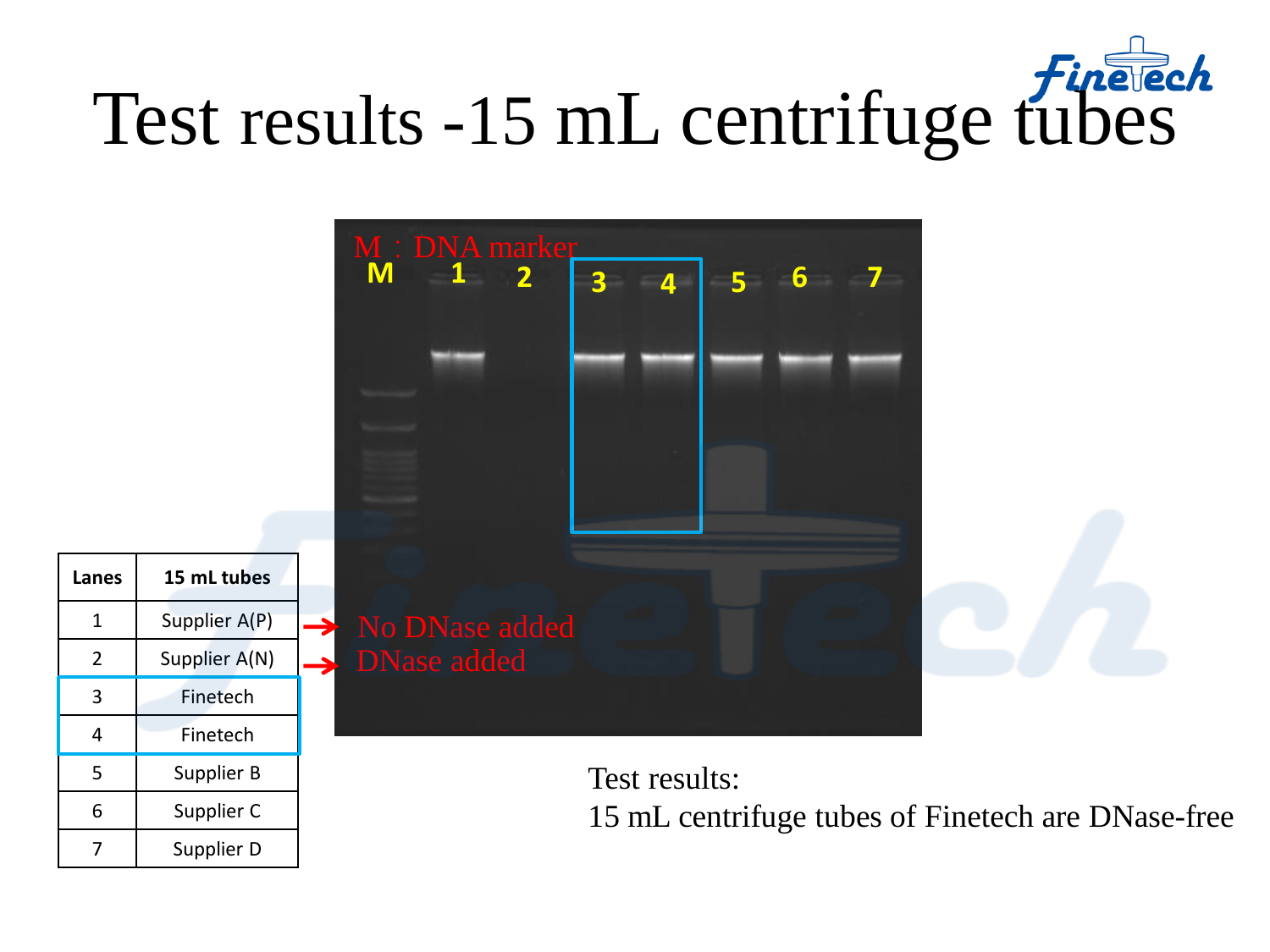# Test results -15 mL centrifuge tubes

| Lanes | 15 mL tubes |
|---|---|
| 1 | Supplier A(P) |
| 2 | Supplier A(N) |
| 3 | Finetech |
| 4 | Finetech |
| 5 | Supplier B |
| 6 | Supplier C |
| 7 | Supplier D |

M：DNA marker

No DNase added

DNase added

Test results:
15 mL centrifuge tubes of Finetech are DNase-free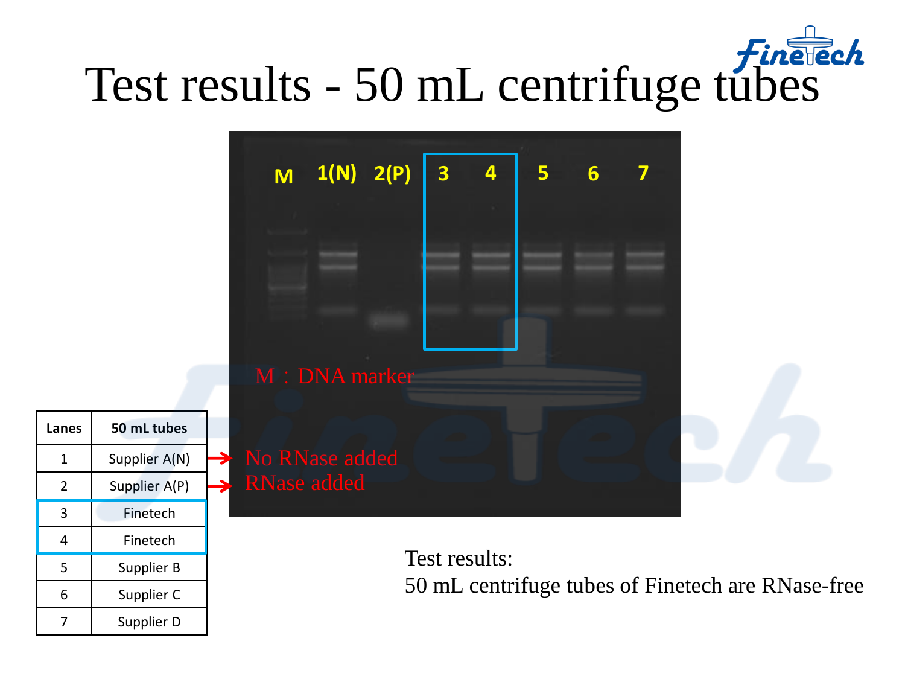# Test results - 50 mL centrifuge tubes

M 1(N) 2(P) 3 4 5 6 7

M：DNA marker

| Lanes | 50 mL tubes |
|---|---|
| 1 | Supplier A(N) |
| 2 | Supplier A(P) |
| 3 | Finetech |
| 4 | Finetech |
| 5 | Supplier B |
| 6 | Supplier C |
| 7 | Supplier D |

No RNase added

RNase added

Test results:
50 mL centrifuge tubes of Finetech are RNase-free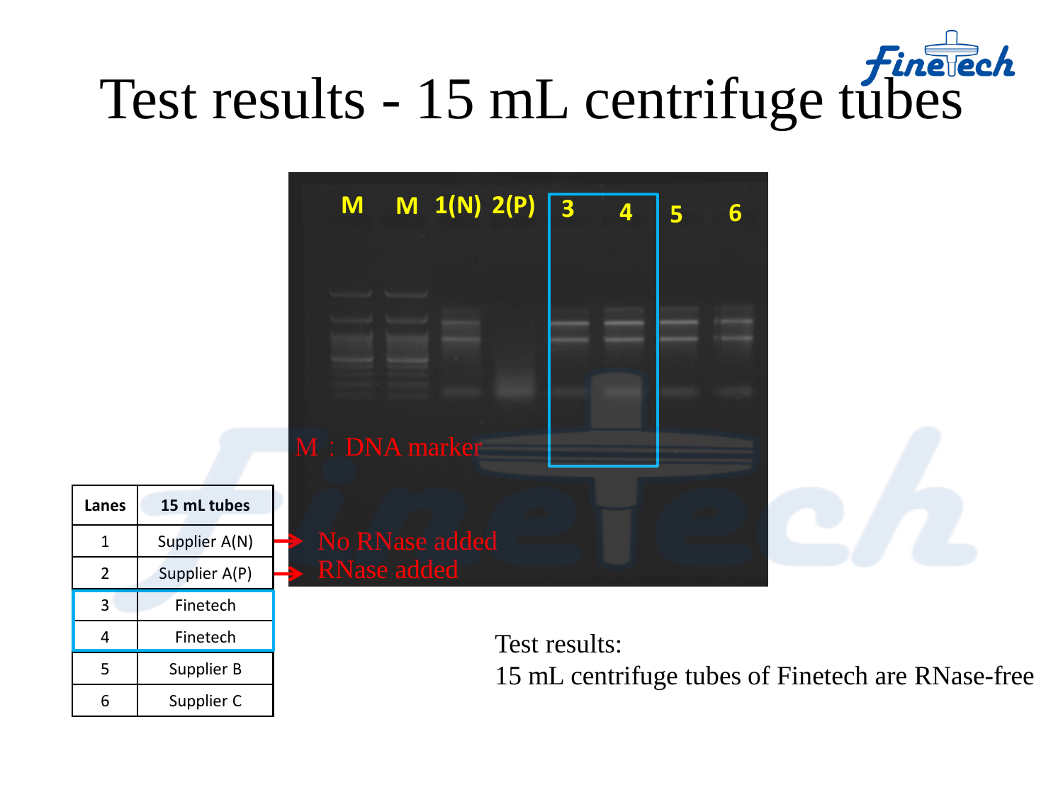# Test results - 15 mL centrifuge tubes

M M 1(N) 2(P) 3 4 5 6

M：DNA marker

| Lanes | 15 mL tubes |
|---|---|
| 1 | Supplier A(N) |
| 2 | Supplier A(P) |
| 3 | Finetech |
| 4 | Finetech |
| 5 | Supplier B |
| 6 | Supplier C |

→ No RNase added

→ RNase added

Test results:
15 mL centrifuge tubes of Finetech are RNase-free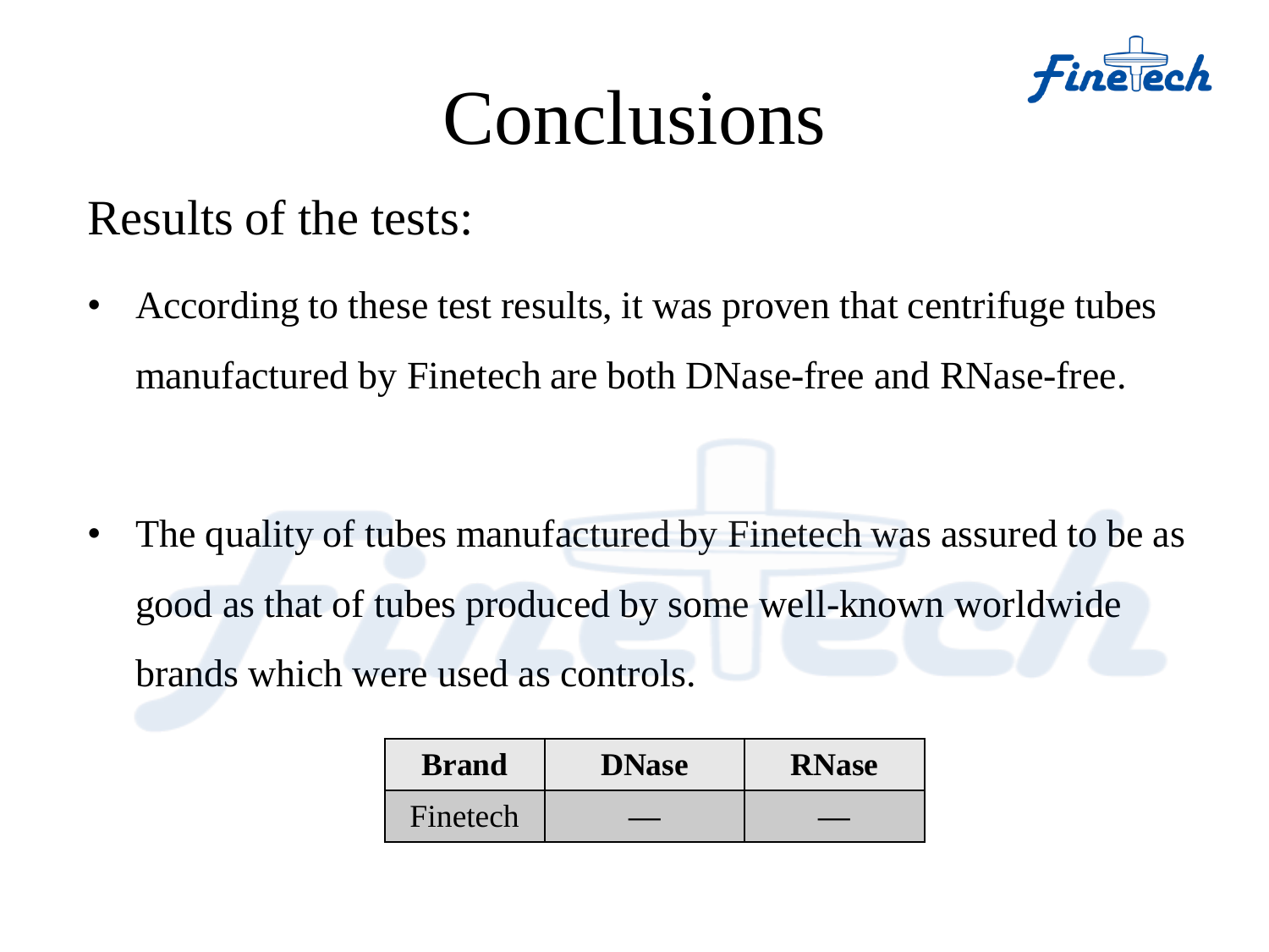# Conclusions

Results of the tests:

- According to these test results, it was proven that centrifuge tubes manufactured by Finetech are both DNase-free and RNase-free.

- The quality of tubes manufactured by Finetech was assured to be as good as that of tubes produced by some well-known worldwide brands which were used as controls.

| Brand | DNase | RNase |
| --- | --- | --- |
| Finetech | — | — |